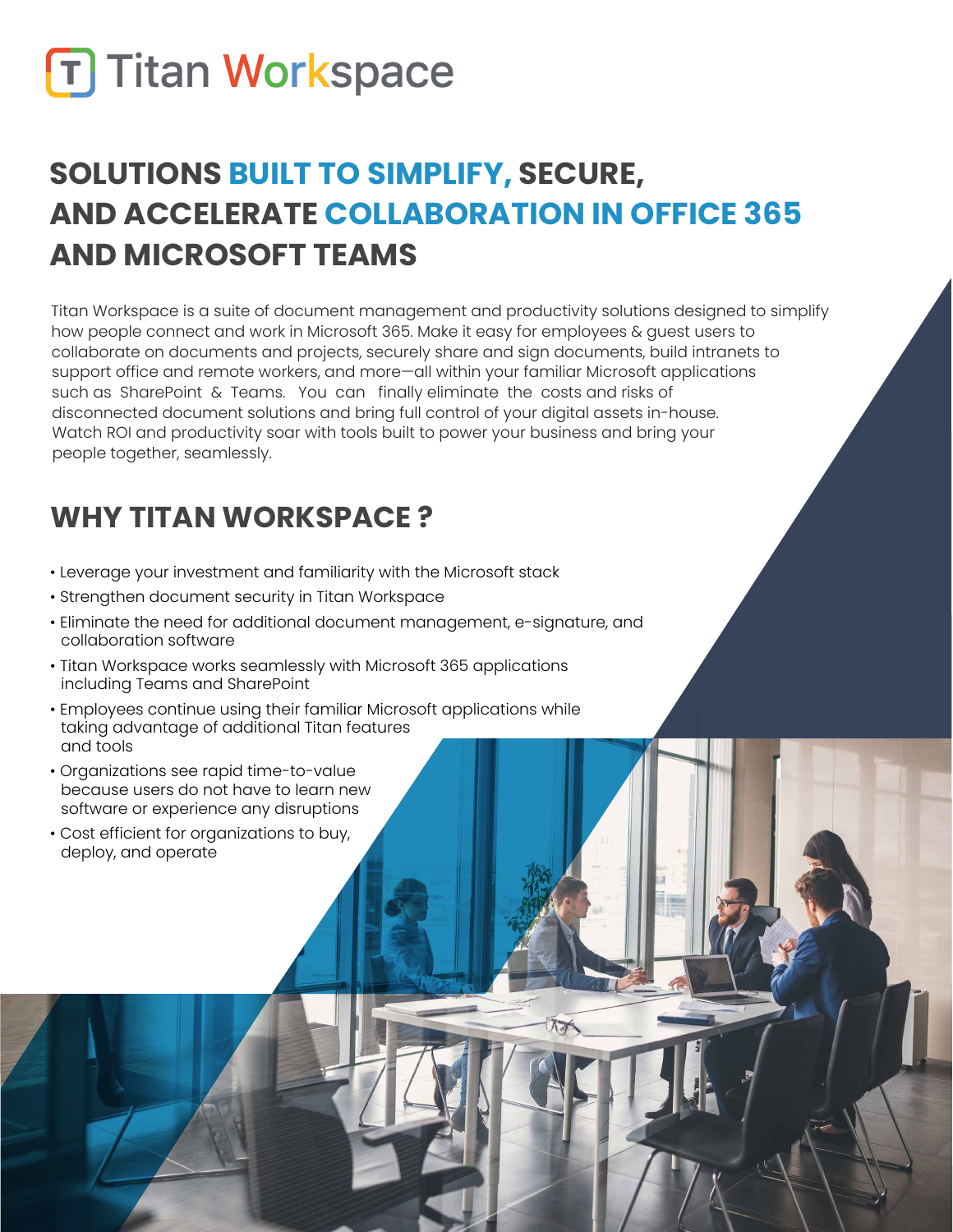# Titan Workspace

## SOLUTIONS BUILT TO SIMPLIFY, SECURE, AND ACCELERATE COLLABORATION IN OFFICE 365 AND MICROSOFT TEAMS

Titan Workspace is a suite of document management and productivity solutions designed to simplify how people connect and work in Microsoft 365. Make it easy for employees & guest users to collaborate on documents and projects, securely share and sign documents, build intranets to support office and remote workers, and more—all within your familiar Microsoft applications such as SharePoint & Teams. You can finally eliminate the costs and risks of disconnected document solutions and bring full control of your digital assets in-house. Watch ROI and productivity soar with tools built to power your business and bring your people together, seamlessly.

## WHY TITAN WORKSPACE ?

- Leverage your investment and familiarity with the Microsoft stack
- Strengthen document security in Titan Workspace
- Eliminate the need for additional document management, e-signature, and collaboration software
- Titan Workspace works seamlessly with Microsoft 365 applications including Teams and SharePoint
- Employees continue using their familiar Microsoft applications while taking advantage of additional Titan features and tools
- Organizations see rapid time-to-value because users do not have to learn new software or experience any disruptions
- Cost efficient for organizations to buy, deploy, and operate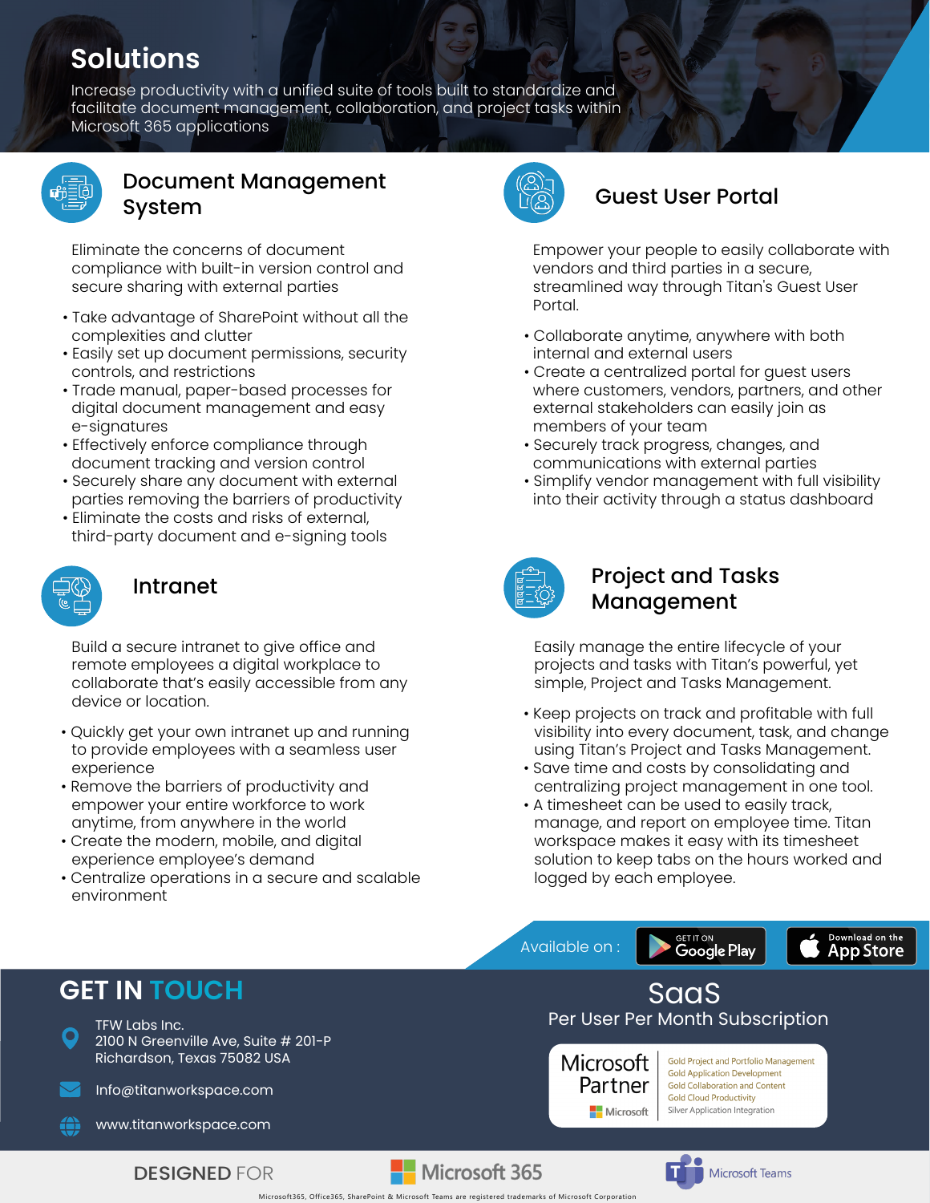# Solutions

Increase productivity with a unified suite of tools built to standardize and facilitate document management, collaboration, and project tasks within Microsoft 365 applications

## Document Management System

Eliminate the concerns of document compliance with built-in version control and secure sharing with external parties

- Take advantage of SharePoint without all the complexities and clutter
- Easily set up document permissions, security controls, and restrictions
- Trade manual, paper-based processes for digital document management and easy e-signatures
- Effectively enforce compliance through document tracking and version control
- Securely share any document with external parties removing the barriers of productivity
- Eliminate the costs and risks of external, third-party document and e-signing tools

## Intranet

Build a secure intranet to give office and remote employees a digital workplace to collaborate that's easily accessible from any device or location.

- Quickly get your own intranet up and running to provide employees with a seamless user experience
- Remove the barriers of productivity and empower your entire workforce to work anytime, from anywhere in the world
- Create the modern, mobile, and digital experience employee's demand
- Centralize operations in a secure and scalable environment

## Guest User Portal

Empower your people to easily collaborate with vendors and third parties in a secure, streamlined way through Titan's Guest User Portal.

- Collaborate anytime, anywhere with both internal and external users
- Create a centralized portal for guest users where customers, vendors, partners, and other external stakeholders can easily join as members of your team
- Securely track progress, changes, and communications with external parties
- Simplify vendor management with full visibility into their activity through a status dashboard

## Project and Tasks Management

Easily manage the entire lifecycle of your projects and tasks with Titan's powerful, yet simple, Project and Tasks Management.

- Keep projects on track and profitable with full visibility into every document, task, and change using Titan's Project and Tasks Management.
- Save time and costs by consolidating and centralizing project management in one tool.
- A timesheet can be used to easily track, manage, and report on employee time. Titan workspace makes it easy with its timesheet solution to keep tabs on the hours worked and logged by each employee.

Available on : GET IT ON Google Play | Download on the App Store

## GET IN TOUCH

TFW Labs Inc.
2100 N Greenville Ave, Suite # 201-P
Richardson, Texas 75082 USA

Info@titanworkspace.com

www.titanworkspace.com

## SaaS

Per User Per Month Subscription

Microsoft Partner
- Gold Project and Portfolio Management
- Gold Application Development
- Gold Collaboration and Content
- Gold Cloud Productivity
- Silver Application Integration

DESIGNED FOR Microsoft 365 | Microsoft Teams

Microsoft365, Office365, SharePoint & Microsoft Teams are registered trademarks of Microsoft Corporation